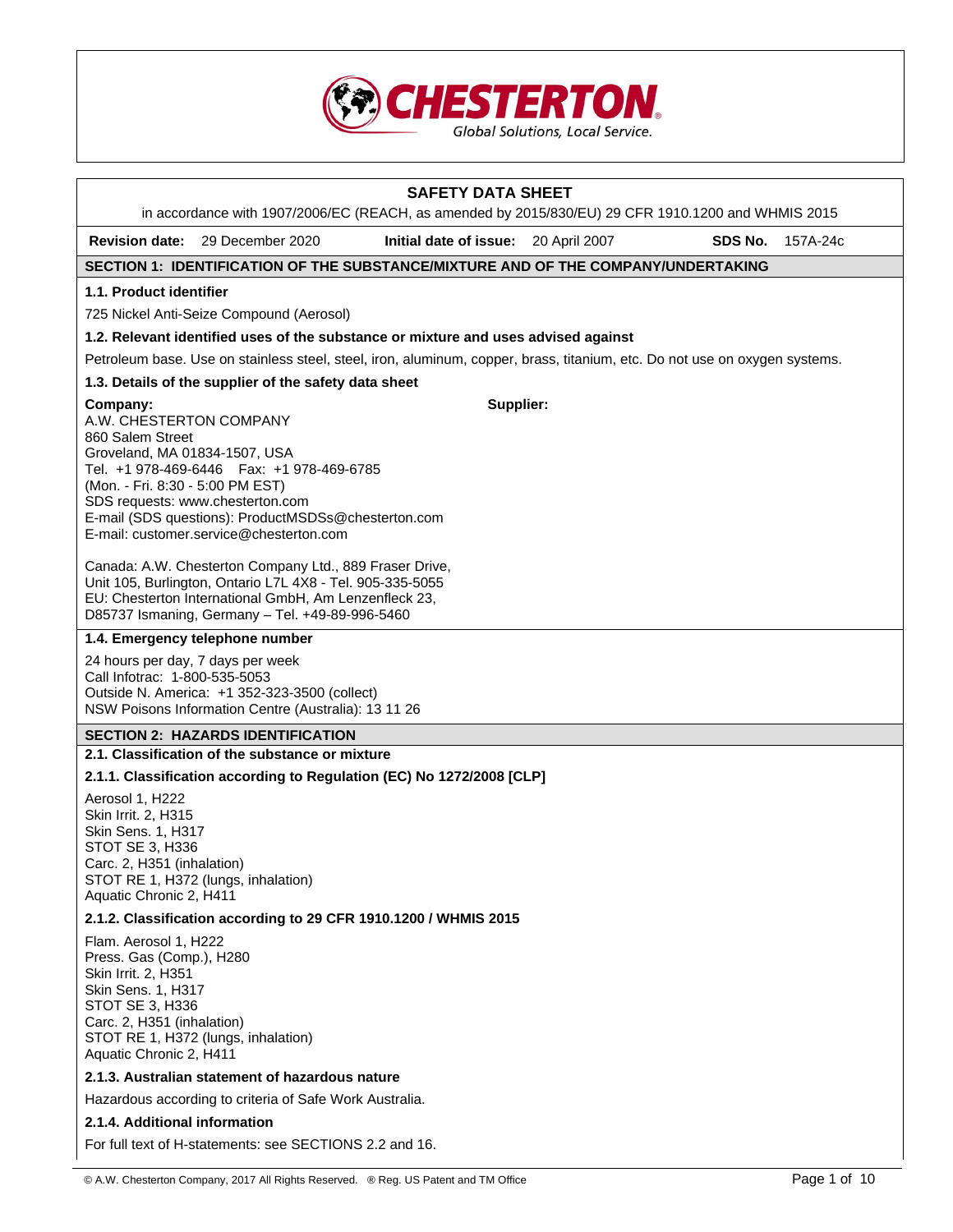CHESTERTON
Global Solutions, Local Service.

# SAFETY DATA SHEET

in accordance with 1907/2006/EC (REACH, as amended by 2015/830/EU) 29 CFR 1910.1200 and WHMIS 2015

**Revision date:** 29 December 2020 **Initial date of issue:** 20 April 2007 **SDS No.** 157A-24c

## SECTION 1: IDENTIFICATION OF THE SUBSTANCE/MIXTURE AND OF THE COMPANY/UNDERTAKING

### 1.1. Product identifier

725 Nickel Anti-Seize Compound (Aerosol)

### 1.2. Relevant identified uses of the substance or mixture and uses advised against

Petroleum base. Use on stainless steel, steel, iron, aluminum, copper, brass, titanium, etc. Do not use on oxygen systems.

### 1.3. Details of the supplier of the safety data sheet

**Company:**
A.W. CHESTERTON COMPANY
860 Salem Street
Groveland, MA 01834-1507, USA
Tel. +1 978-469-6446 Fax: +1 978-469-6785
(Mon. - Fri. 8:30 - 5:00 PM EST)
SDS requests: www.chesterton.com
E-mail (SDS questions): ProductMSDSs@chesterton.com
E-mail: customer.service@chesterton.com

**Supplier:**

Canada: A.W. Chesterton Company Ltd., 889 Fraser Drive, Unit 105, Burlington, Ontario L7L 4X8 - Tel. 905-335-5055
EU: Chesterton International GmbH, Am Lenzenfleck 23, D85737 Ismaning, Germany – Tel. +49-89-996-5460

### 1.4. Emergency telephone number

24 hours per day, 7 days per week
Call Infotrac: 1-800-535-5053
Outside N. America: +1 352-323-3500 (collect)
NSW Poisons Information Centre (Australia): 13 11 26

## SECTION 2: HAZARDS IDENTIFICATION

### 2.1. Classification of the substance or mixture

### 2.1.1. Classification according to Regulation (EC) No 1272/2008 [CLP]

Aerosol 1, H222
Skin Irrit. 2, H315
Skin Sens. 1, H317
STOT SE 3, H336
Carc. 2, H351 (inhalation)
STOT RE 1, H372 (lungs, inhalation)
Aquatic Chronic 2, H411

### 2.1.2. Classification according to 29 CFR 1910.1200 / WHMIS 2015

Flam. Aerosol 1, H222
Press. Gas (Comp.), H280
Skin Irrit. 2, H351
Skin Sens. 1, H317
STOT SE 3, H336
Carc. 2, H351 (inhalation)
STOT RE 1, H372 (lungs, inhalation)
Aquatic Chronic 2, H411

### 2.1.3. Australian statement of hazardous nature

Hazardous according to criteria of Safe Work Australia.

### 2.1.4. Additional information

For full text of H-statements: see SECTIONS 2.2 and 16.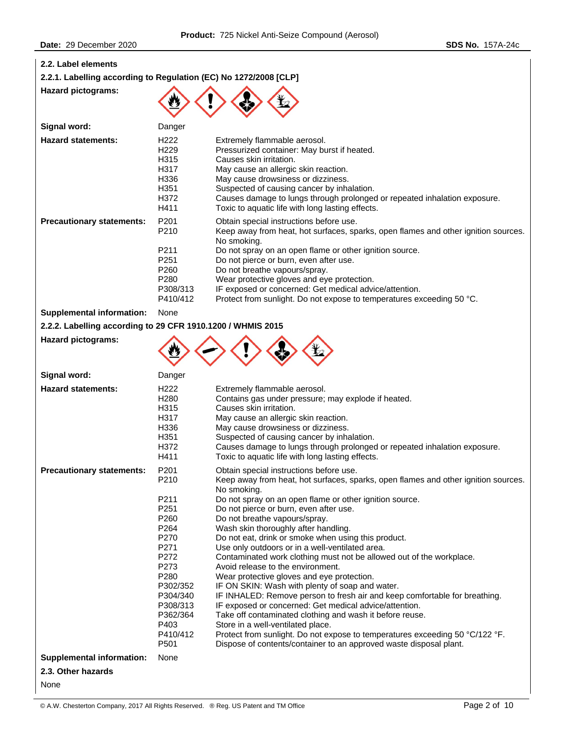### 2.2. Label elements

#### 2.2.1. Labelling according to Regulation (EC) No 1272/2008 [CLP]

**Hazard pictograms:**

**Signal word:** Danger

**Hazard statements:**

| | |
|---|---|
| H222 | Extremely flammable aerosol. |
| H229 | Pressurized container: May burst if heated. |
| H315 | Causes skin irritation. |
| H317 | May cause an allergic skin reaction. |
| H336 | May cause drowsiness or dizziness. |
| H351 | Suspected of causing cancer by inhalation. |
| H372 | Causes damage to lungs through prolonged or repeated inhalation exposure. |
| H411 | Toxic to aquatic life with long lasting effects. |

**Precautionary statements:**

| | |
|---|---|
| P201 | Obtain special instructions before use. |
| P210 | Keep away from heat, hot surfaces, sparks, open flames and other ignition sources. No smoking. |
| P211 | Do not spray on an open flame or other ignition source. |
| P251 | Do not pierce or burn, even after use. |
| P260 | Do not breathe vapours/spray. |
| P280 | Wear protective gloves and eye protection. |
| P308/313 | IF exposed or concerned: Get medical advice/attention. |
| P410/412 | Protect from sunlight. Do not expose to temperatures exceeding 50 °C. |

**Supplemental information:** None

#### 2.2.2. Labelling according to 29 CFR 1910.1200 / WHMIS 2015

**Hazard pictograms:**

**Signal word:** Danger

**Hazard statements:**

| | |
|---|---|
| H222 | Extremely flammable aerosol. |
| H280 | Contains gas under pressure; may explode if heated. |
| H315 | Causes skin irritation. |
| H317 | May cause an allergic skin reaction. |
| H336 | May cause drowsiness or dizziness. |
| H351 | Suspected of causing cancer by inhalation. |
| H372 | Causes damage to lungs through prolonged or repeated inhalation exposure. |
| H411 | Toxic to aquatic life with long lasting effects. |

**Precautionary statements:**

| | |
|---|---|
| P201 | Obtain special instructions before use. |
| P210 | Keep away from heat, hot surfaces, sparks, open flames and other ignition sources. No smoking. |
| P211 | Do not spray on an open flame or other ignition source. |
| P251 | Do not pierce or burn, even after use. |
| P260 | Do not breathe vapours/spray. |
| P264 | Wash skin thoroughly after handling. |
| P270 | Do not eat, drink or smoke when using this product. |
| P271 | Use only outdoors or in a well-ventilated area. |
| P272 | Contaminated work clothing must not be allowed out of the workplace. |
| P273 | Avoid release to the environment. |
| P280 | Wear protective gloves and eye protection. |
| P302/352 | IF ON SKIN: Wash with plenty of soap and water. |
| P304/340 | IF INHALED: Remove person to fresh air and keep comfortable for breathing. |
| P308/313 | IF exposed or concerned: Get medical advice/attention. |
| P362/364 | Take off contaminated clothing and wash it before reuse. |
| P403 | Store in a well-ventilated place. |
| P410/412 | Protect from sunlight. Do not expose to temperatures exceeding 50 °C/122 °F. |
| P501 | Dispose of contents/container to an approved waste disposal plant. |

**Supplemental information:** None

### 2.3. Other hazards

None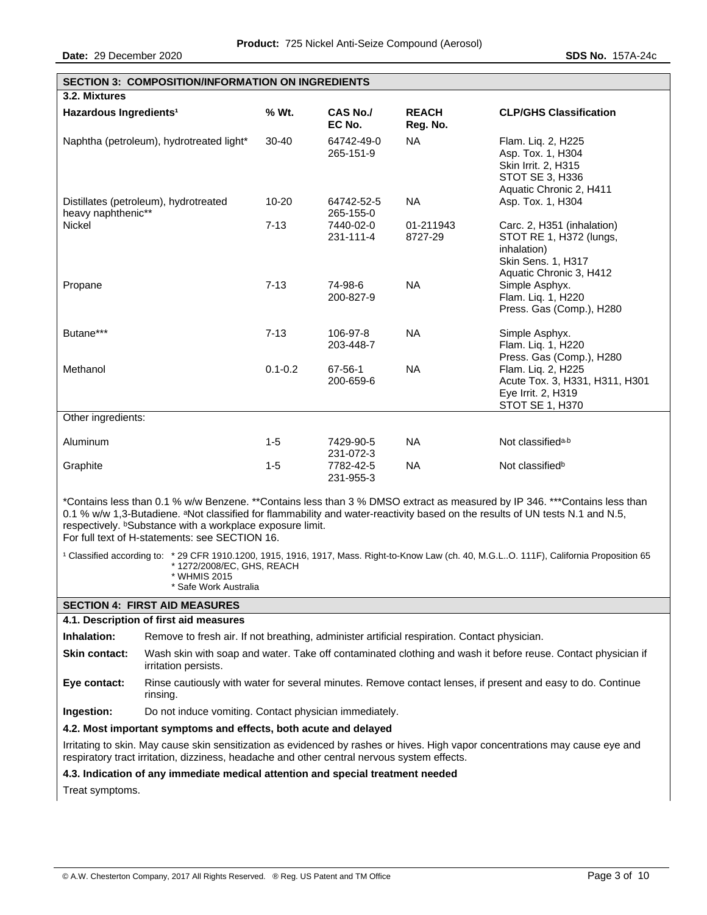## SECTION 3: COMPOSITION/INFORMATION ON INGREDIENTS

### 3.2. Mixtures

| Hazardous Ingredients[1] | % Wt. | CAS No./ EC No. | REACH Reg. No. | CLP/GHS Classification |
|---|---|---|---|---|
| Naphtha (petroleum), hydrotreated light* | 30-40 | 64742-49-0 265-151-9 | NA | Flam. Liq. 2, H225 Asp. Tox. 1, H304 Skin Irrit. 2, H315 STOT SE 3, H336 Aquatic Chronic 2, H411 |
| Distillates (petroleum), hydrotreated heavy naphthenic** | 10-20 | 64742-52-5 265-155-0 | NA | Asp. Tox. 1, H304 |
| Nickel | 7-13 | 7440-02-0 231-111-4 | 01-211943 8727-29 | Carc. 2, H351 (inhalation) STOT RE 1, H372 (lungs, inhalation) Skin Sens. 1, H317 Aquatic Chronic 3, H412 |
| Propane | 7-13 | 74-98-6 200-827-9 | NA | Simple Asphyx. Flam. Liq. 1, H220 Press. Gas (Comp.), H280 |
| Butane*** | 7-13 | 106-97-8 203-448-7 | NA | Simple Asphyx. Flam. Liq. 1, H220 Press. Gas (Comp.), H280 |
| Methanol | 0.1-0.2 | 67-56-1 200-659-6 | NA | Flam. Liq. 2, H225 Acute Tox. 3, H331, H311, H301 Eye Irrit. 2, H319 STOT SE 1, H370 |
| Other ingredients: | | | | |
| Aluminum | 1-5 | 7429-90-5 231-072-3 | NA | Not classified[a,b] |
| Graphite | 1-5 | 7782-42-5 231-955-3 | NA | Not classified[b] |

*Contains less than 0.1 % w/w Benzene. **Contains less than 3 % DMSO extract as measured by IP 346. ***Contains less than 0.1 % w/w 1,3-Butadiene. [a]Not classified for flammability and water-reactivity based on the results of UN tests N.1 and N.5, respectively. [b]Substance with a workplace exposure limit.
For full text of H-statements: see SECTION 16.

[1] Classified according to:
* 29 CFR 1910.1200, 1915, 1916, 1917, Mass. Right-to-Know Law (ch. 40, M.G.L..O. 111F), California Proposition 65
* 1272/2008/EC, GHS, REACH
* WHMIS 2015
* Safe Work Australia

## SECTION 4: FIRST AID MEASURES

### 4.1. Description of first aid measures

**Inhalation:** Remove to fresh air. If not breathing, administer artificial respiration. Contact physician.

**Skin contact:** Wash skin with soap and water. Take off contaminated clothing and wash it before reuse. Contact physician if irritation persists.

**Eye contact:** Rinse cautiously with water for several minutes. Remove contact lenses, if present and easy to do. Continue rinsing.

**Ingestion:** Do not induce vomiting. Contact physician immediately.

### 4.2. Most important symptoms and effects, both acute and delayed

Irritating to skin. May cause skin sensitization as evidenced by rashes or hives. High vapor concentrations may cause eye and respiratory tract irritation, dizziness, headache and other central nervous system effects.

### 4.3. Indication of any immediate medical attention and special treatment needed

Treat symptoms.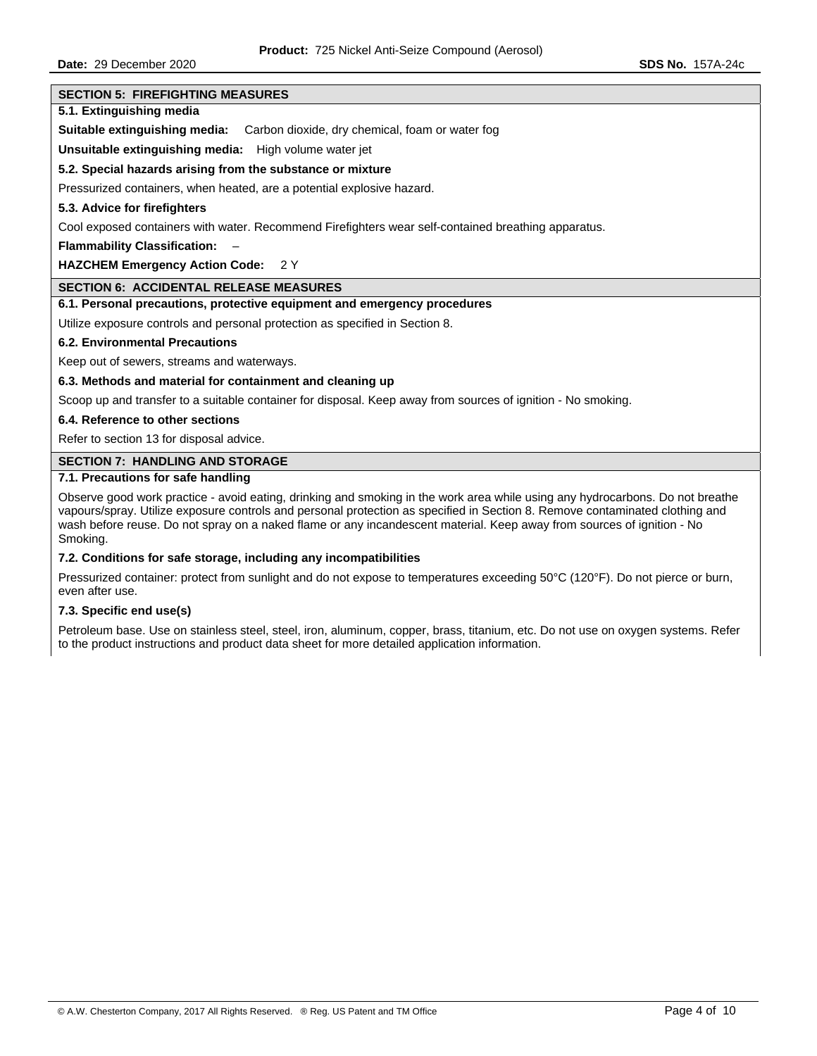## SECTION 5: FIREFIGHTING MEASURES

### 5.1. Extinguishing media

**Suitable extinguishing media:** Carbon dioxide, dry chemical, foam or water fog

**Unsuitable extinguishing media:** High volume water jet

### 5.2. Special hazards arising from the substance or mixture

Pressurized containers, when heated, are a potential explosive hazard.

### 5.3. Advice for firefighters

Cool exposed containers with water. Recommend Firefighters wear self-contained breathing apparatus.

**Flammability Classification:** –

**HAZCHEM Emergency Action Code:** 2 Y

## SECTION 6: ACCIDENTAL RELEASE MEASURES

### 6.1. Personal precautions, protective equipment and emergency procedures

Utilize exposure controls and personal protection as specified in Section 8.

### 6.2. Environmental Precautions

Keep out of sewers, streams and waterways.

### 6.3. Methods and material for containment and cleaning up

Scoop up and transfer to a suitable container for disposal. Keep away from sources of ignition - No smoking.

### 6.4. Reference to other sections

Refer to section 13 for disposal advice.

## SECTION 7: HANDLING AND STORAGE

### 7.1. Precautions for safe handling

Observe good work practice - avoid eating, drinking and smoking in the work area while using any hydrocarbons. Do not breathe vapours/spray. Utilize exposure controls and personal protection as specified in Section 8. Remove contaminated clothing and wash before reuse. Do not spray on a naked flame or any incandescent material. Keep away from sources of ignition - No Smoking.

### 7.2. Conditions for safe storage, including any incompatibilities

Pressurized container: protect from sunlight and do not expose to temperatures exceeding 50°C (120°F). Do not pierce or burn, even after use.

### 7.3. Specific end use(s)

Petroleum base. Use on stainless steel, steel, iron, aluminum, copper, brass, titanium, etc. Do not use on oxygen systems. Refer to the product instructions and product data sheet for more detailed application information.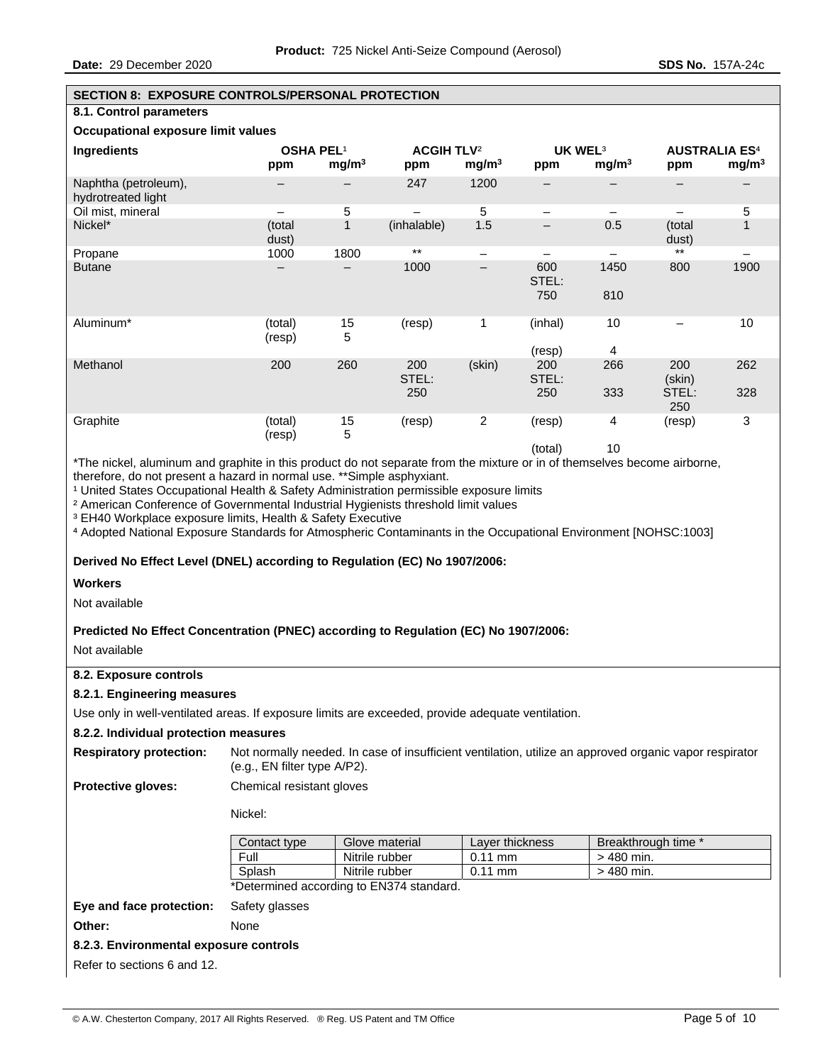## SECTION 8: EXPOSURE CONTROLS/PERSONAL PROTECTION

### 8.1. Control parameters

**Occupational exposure limit values**

| Ingredients | OSHA PEL[1] | | ACGIH TLV[2] | | UK WEL[3] | | AUSTRALIA ES[4] | |
|---|---|---|---|---|---|---|---|---|
| | ppm | $mg/m^3$ | ppm | $mg/m^3$ | ppm | $mg/m^3$ | ppm | $mg/m^3$ |
| Naphtha (petroleum), hydrotreated light | – | – | 247 | 1200 | – | – | – | – |
| Oil mist, mineral | – | 5 | – | 5 | – | – | – | 5 |
| Nickel* | (total dust) | 1 | (inhalable) | 1.5 | – | 0.5 | (total dust) | 1 |
| Propane | 1000 | 1800 | ** | – | – | – | ** | – |
| Butane | – | – | 1000 | – | 600 STEL: 750 | 1450 810 | 800 | 1900 |
| Aluminum* | (total) (resp) | 15 5 | (resp) | 1 | (inhal) (resp) | 10 4 | – | 10 |
| Methanol | 200 | 260 | 200 STEL: 250 | (skin) | 200 STEL: 250 | 266 333 | 200 (skin) STEL: 250 | 262 328 |
| Graphite | (total) (resp) | 15 5 | (resp) | 2 | (resp) (total) | 4 10 | (resp) | 3 |

*The nickel, aluminum and graphite in this product do not separate from the mixture or in of themselves become airborne, therefore, do not present a hazard in normal use. **Simple asphyxiant.

[1] United States Occupational Health & Safety Administration permissible exposure limits
[2] American Conference of Governmental Industrial Hygienists threshold limit values
[3] EH40 Workplace exposure limits, Health & Safety Executive
[4] Adopted National Exposure Standards for Atmospheric Contaminants in the Occupational Environment [NOHSC:1003]

**Derived No Effect Level (DNEL) according to Regulation (EC) No 1907/2006:**

**Workers**

Not available

**Predicted No Effect Concentration (PNEC) according to Regulation (EC) No 1907/2006:**

Not available

### 8.2. Exposure controls

#### 8.2.1. Engineering measures

Use only in well-ventilated areas. If exposure limits are exceeded, provide adequate ventilation.

#### 8.2.2. Individual protection measures

**Respiratory protection:** Not normally needed. In case of insufficient ventilation, utilize an approved organic vapor respirator (e.g., EN filter type A/P2).

**Protective gloves:** Chemical resistant gloves

Nickel:

| Contact type | Glove material | Layer thickness | Breakthrough time * |
|---|---|---|---|
| Full | Nitrile rubber | 0.11 mm | > 480 min. |
| Splash | Nitrile rubber | 0.11 mm | > 480 min. |

*Determined according to EN374 standard.

**Eye and face protection:** Safety glasses

**Other:** None

#### 8.2.3. Environmental exposure controls

Refer to sections 6 and 12.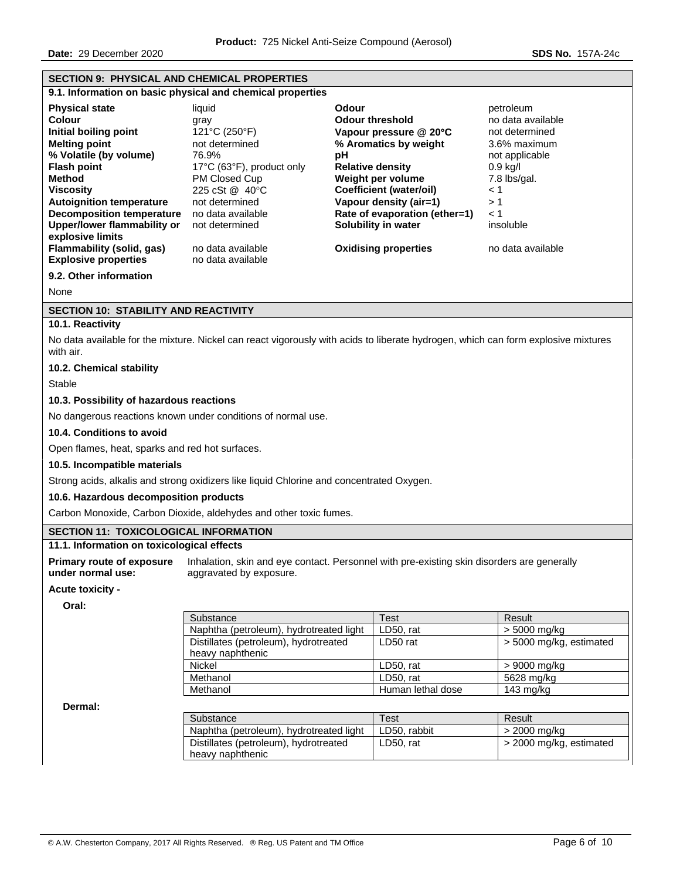## SECTION 9: PHYSICAL AND CHEMICAL PROPERTIES

### 9.1. Information on basic physical and chemical properties

| | | | |
|---|---|---|---|
| **Physical state** | liquid | **Odour** | petroleum |
| **Colour** | gray | **Odour threshold** | no data available |
| **Initial boiling point** | 121°C (250°F) | **Vapour pressure @ 20°C** | not determined |
| **Melting point** | not determined | **% Aromatics by weight** | 3.6% maximum |
| **% Volatile (by volume)** | 76.9% | **pH** | not applicable |
| **Flash point** | 17°C (63°F), product only | **Relative density** | 0.9 kg/l |
| **Method** | PM Closed Cup | **Weight per volume** | 7.8 lbs/gal. |
| **Viscosity** | 225 cSt @ 40°C | **Coefficient (water/oil)** | < 1 |
| **Autoignition temperature** | not determined | **Vapour density (air=1)** | > 1 |
| **Decomposition temperature** | no data available | **Rate of evaporation (ether=1)** | < 1 |
| **Upper/lower flammability or explosive limits** | not determined | **Solubility in water** | insoluble |
| **Flammability (solid, gas)** | no data available | **Oxidising properties** | no data available |
| **Explosive properties** | no data available | | |

### 9.2. Other information

None

## SECTION 10: STABILITY AND REACTIVITY

### 10.1. Reactivity

No data available for the mixture. Nickel can react vigorously with acids to liberate hydrogen, which can form explosive mixtures with air.

### 10.2. Chemical stability

Stable

### 10.3. Possibility of hazardous reactions

No dangerous reactions known under conditions of normal use.

### 10.4. Conditions to avoid

Open flames, heat, sparks and red hot surfaces.

### 10.5. Incompatible materials

Strong acids, alkalis and strong oxidizers like liquid Chlorine and concentrated Oxygen.

### 10.6. Hazardous decomposition products

Carbon Monoxide, Carbon Dioxide, aldehydes and other toxic fumes.

## SECTION 11: TOXICOLOGICAL INFORMATION

### 11.1. Information on toxicological effects

**Primary route of exposure under normal use:** Inhalation, skin and eye contact. Personnel with pre-existing skin disorders are generally aggravated by exposure.

**Acute toxicity -**

**Oral:**

| Substance | Test | Result |
|---|---|---|
| Naphtha (petroleum), hydrotreated light | LD50, rat | > 5000 mg/kg |
| Distillates (petroleum), hydrotreated heavy naphthenic | LD50 rat | > 5000 mg/kg, estimated |
| Nickel | LD50, rat | > 9000 mg/kg |
| Methanol | LD50, rat | 5628 mg/kg |
| Methanol | Human lethal dose | 143 mg/kg |

**Dermal:**

| Substance | Test | Result |
|---|---|---|
| Naphtha (petroleum), hydrotreated light | LD50, rabbit | > 2000 mg/kg |
| Distillates (petroleum), hydrotreated heavy naphthenic | LD50, rat | > 2000 mg/kg, estimated |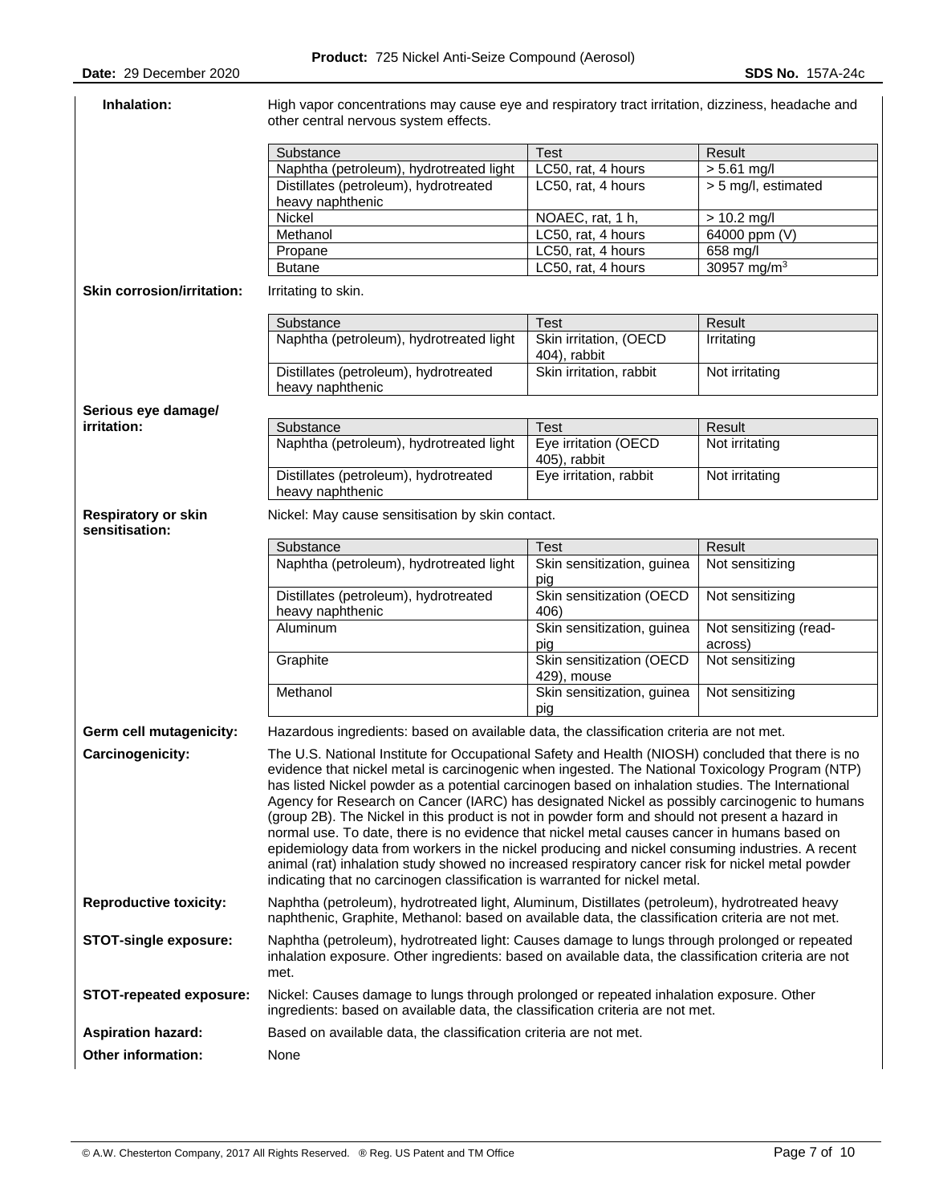**Inhalation:** High vapor concentrations may cause eye and respiratory tract irritation, dizziness, headache and other central nervous system effects.

| Substance | Test | Result |
|---|---|---|
| Naphtha (petroleum), hydrotreated light | LC50, rat, 4 hours | > 5.61 mg/l |
| Distillates (petroleum), hydrotreated heavy naphthenic | LC50, rat, 4 hours | > 5 mg/l, estimated |
| Nickel | NOAEC, rat, 1 h, | > 10.2 mg/l |
| Methanol | LC50, rat, 4 hours | 64000 ppm (V) |
| Propane | LC50, rat, 4 hours | 658 mg/l |
| Butane | LC50, rat, 4 hours | 30957 $mg/m^3$ |

**Skin corrosion/irritation:** Irritating to skin.

| Substance | Test | Result |
|---|---|---|
| Naphtha (petroleum), hydrotreated light | Skin irritation, (OECD 404), rabbit | Irritating |
| Distillates (petroleum), hydrotreated heavy naphthenic | Skin irritation, rabbit | Not irritating |

**Serious eye damage/ irritation:**

| Substance | Test | Result |
|---|---|---|
| Naphtha (petroleum), hydrotreated light | Eye irritation (OECD 405), rabbit | Not irritating |
| Distillates (petroleum), hydrotreated heavy naphthenic | Eye irritation, rabbit | Not irritating |

**Respiratory or skin sensitisation:** Nickel: May cause sensitisation by skin contact.

| Substance | Test | Result |
|---|---|---|
| Naphtha (petroleum), hydrotreated light | Skin sensitization, guinea pig | Not sensitizing |
| Distillates (petroleum), hydrotreated heavy naphthenic | Skin sensitization (OECD 406) | Not sensitizing |
| Aluminum | Skin sensitization, guinea pig | Not sensitizing (read-across) |
| Graphite | Skin sensitization (OECD 429), mouse | Not sensitizing |
| Methanol | Skin sensitization, guinea pig | Not sensitizing |

**Germ cell mutagenicity:** Hazardous ingredients: based on available data, the classification criteria are not met.

**Carcinogenicity:** The U.S. National Institute for Occupational Safety and Health (NIOSH) concluded that there is no evidence that nickel metal is carcinogenic when ingested. The National Toxicology Program (NTP) has listed Nickel powder as a potential carcinogen based on inhalation studies. The International Agency for Research on Cancer (IARC) has designated Nickel as possibly carcinogenic to humans (group 2B). The Nickel in this product is not in powder form and should not present a hazard in normal use. To date, there is no evidence that nickel metal causes cancer in humans based on epidemiology data from workers in the nickel producing and nickel consuming industries. A recent animal (rat) inhalation study showed no increased respiratory cancer risk for nickel metal powder indicating that no carcinogen classification is warranted for nickel metal.

**Reproductive toxicity:** Naphtha (petroleum), hydrotreated light, Aluminum, Distillates (petroleum), hydrotreated heavy naphthenic, Graphite, Methanol: based on available data, the classification criteria are not met.

**STOT-single exposure:** Naphtha (petroleum), hydrotreated light: Causes damage to lungs through prolonged or repeated inhalation exposure. Other ingredients: based on available data, the classification criteria are not met.

**STOT-repeated exposure:** Nickel: Causes damage to lungs through prolonged or repeated inhalation exposure. Other ingredients: based on available data, the classification criteria are not met.

**Aspiration hazard:** Based on available data, the classification criteria are not met.

**Other information:** None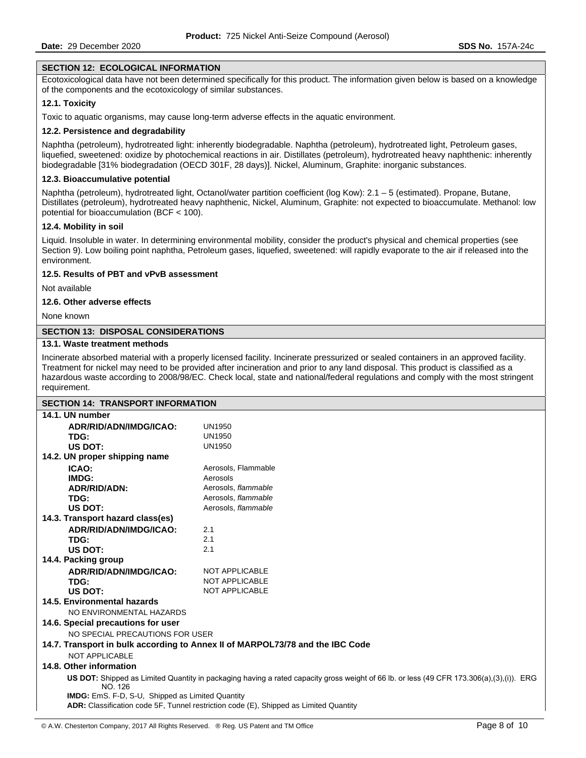## SECTION 12: ECOLOGICAL INFORMATION

Ecotoxicological data have not been determined specifically for this product. The information given below is based on a knowledge of the components and the ecotoxicology of similar substances.

### 12.1. Toxicity

Toxic to aquatic organisms, may cause long-term adverse effects in the aquatic environment.

### 12.2. Persistence and degradability

Naphtha (petroleum), hydrotreated light: inherently biodegradable. Naphtha (petroleum), hydrotreated light, Petroleum gases, liquefied, sweetened: oxidize by photochemical reactions in air. Distillates (petroleum), hydrotreated heavy naphthenic: inherently biodegradable [31% biodegradation (OECD 301F, 28 days)]. Nickel, Aluminum, Graphite: inorganic substances.

### 12.3. Bioaccumulative potential

Naphtha (petroleum), hydrotreated light, Octanol/water partition coefficient (log Kow): 2.1 – 5 (estimated). Propane, Butane, Distillates (petroleum), hydrotreated heavy naphthenic, Nickel, Aluminum, Graphite: not expected to bioaccumulate. Methanol: low potential for bioaccumulation (BCF < 100).

### 12.4. Mobility in soil

Liquid. Insoluble in water. In determining environmental mobility, consider the product's physical and chemical properties (see Section 9). Low boiling point naphtha, Petroleum gases, liquefied, sweetened: will rapidly evaporate to the air if released into the environment.

### 12.5. Results of PBT and vPvB assessment

Not available

### 12.6. Other adverse effects

None known

## SECTION 13: DISPOSAL CONSIDERATIONS

### 13.1. Waste treatment methods

Incinerate absorbed material with a properly licensed facility. Incinerate pressurized or sealed containers in an approved facility. Treatment for nickel may need to be provided after incineration and prior to any land disposal. This product is classified as a hazardous waste according to 2008/98/EC. Check local, state and national/federal regulations and comply with the most stringent requirement.

## SECTION 14: TRANSPORT INFORMATION

### 14.1. UN number

| | |
|---|---|
| **ADR/RID/ADN/IMDG/ICAO:** | UN1950 |
| **TDG:** | UN1950 |
| **US DOT:** | UN1950 |

### 14.2. UN proper shipping name

| | |
|---|---|
| **ICAO:** | Aerosols, Flammable |
| **IMDG:** | Aerosols |
| **ADR/RID/ADN:** | Aerosols, *flammable* |
| **TDG:** | Aerosols, *flammable* |
| **US DOT:** | Aerosols, *flammable* |

### 14.3. Transport hazard class(es)

| | |
|---|---|
| **ADR/RID/ADN/IMDG/ICAO:** | 2.1 |
| **TDG:** | 2.1 |
| **US DOT:** | 2.1 |

### 14.4. Packing group

| | |
|---|---|
| **ADR/RID/ADN/IMDG/ICAO:** | NOT APPLICABLE |
| **TDG:** | NOT APPLICABLE |
| **US DOT:** | NOT APPLICABLE |

### 14.5. Environmental hazards

NO ENVIRONMENTAL HAZARDS

### 14.6. Special precautions for user

NO SPECIAL PRECAUTIONS FOR USER

### 14.7. Transport in bulk according to Annex II of MARPOL73/78 and the IBC Code

NOT APPLICABLE

### 14.8. Other information

**US DOT:** Shipped as Limited Quantity in packaging having a rated capacity gross weight of 66 lb. or less (49 CFR 173.306(a),(3),(i)). ERG NO. 126

**IMDG:** EmS. F-D, S-U, Shipped as Limited Quantity

**ADR:** Classification code 5F, Tunnel restriction code (E), Shipped as Limited Quantity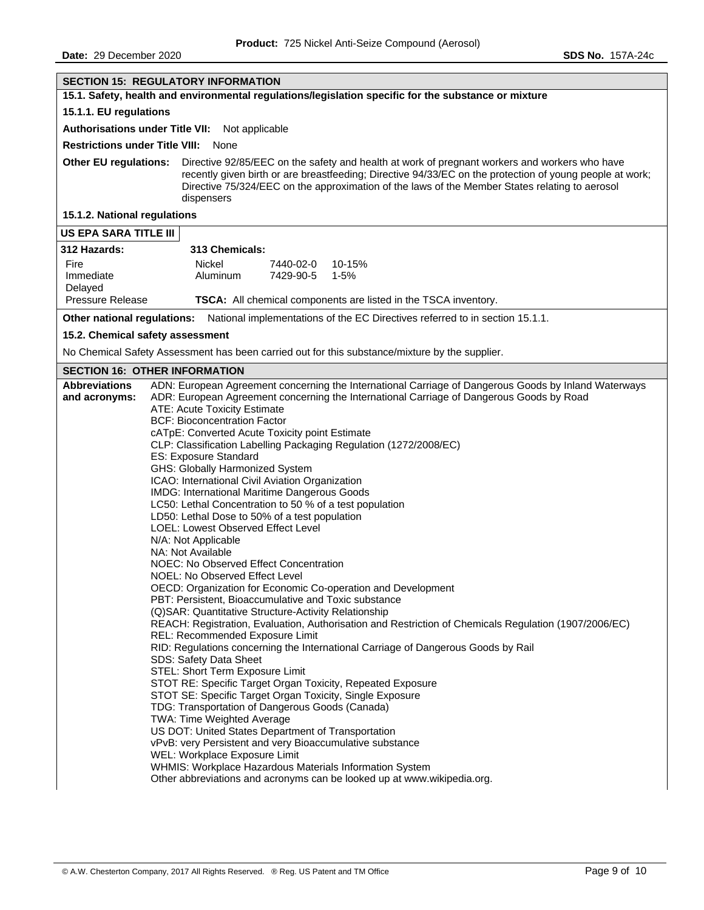## SECTION 15: REGULATORY INFORMATION

### 15.1. Safety, health and environmental regulations/legislation specific for the substance or mixture

#### 15.1.1. EU regulations

**Authorisations under Title VII:** Not applicable

**Restrictions under Title VIII:** None

**Other EU regulations:** Directive 92/85/EEC on the safety and health at work of pregnant workers and workers who have recently given birth or are breastfeeding; Directive 94/33/EC on the protection of young people at work; Directive 75/324/EEC on the approximation of the laws of the Member States relating to aerosol dispensers

#### 15.1.2. National regulations

**US EPA SARA TITLE III**

| 312 Hazards: | 313 Chemicals: | | |
|---|---|---|---|
| Fire | Nickel | 7440-02-0 | 10-15% |
| Immediate | Aluminum | 7429-90-5 | 1-5% |
| Delayed | | | |
| Pressure Release | | | |

**TSCA:** All chemical components are listed in the TSCA inventory.

**Other national regulations:** National implementations of the EC Directives referred to in section 15.1.1.

### 15.2. Chemical safety assessment

No Chemical Safety Assessment has been carried out for this substance/mixture by the supplier.

## SECTION 16: OTHER INFORMATION

**Abbreviations and acronyms:**

ADN: European Agreement concerning the International Carriage of Dangerous Goods by Inland Waterways
ADR: European Agreement concerning the International Carriage of Dangerous Goods by Road
ATE: Acute Toxicity Estimate
BCF: Bioconcentration Factor
cATpE: Converted Acute Toxicity point Estimate
CLP: Classification Labelling Packaging Regulation (1272/2008/EC)
ES: Exposure Standard
GHS: Globally Harmonized System
ICAO: International Civil Aviation Organization
IMDG: International Maritime Dangerous Goods
LC50: Lethal Concentration to 50 % of a test population
LD50: Lethal Dose to 50% of a test population
LOEL: Lowest Observed Effect Level
N/A: Not Applicable
NA: Not Available
NOEC: No Observed Effect Concentration
NOEL: No Observed Effect Level
OECD: Organization for Economic Co-operation and Development
PBT: Persistent, Bioaccumulative and Toxic substance
(Q)SAR: Quantitative Structure-Activity Relationship
REACH: Registration, Evaluation, Authorisation and Restriction of Chemicals Regulation (1907/2006/EC)
REL: Recommended Exposure Limit
RID: Regulations concerning the International Carriage of Dangerous Goods by Rail
SDS: Safety Data Sheet
STEL: Short Term Exposure Limit
STOT RE: Specific Target Organ Toxicity, Repeated Exposure
STOT SE: Specific Target Organ Toxicity, Single Exposure
TDG: Transportation of Dangerous Goods (Canada)
TWA: Time Weighted Average
US DOT: United States Department of Transportation
vPvB: very Persistent and very Bioaccumulative substance
WEL: Workplace Exposure Limit
WHMIS: Workplace Hazardous Materials Information System
Other abbreviations and acronyms can be looked up at www.wikipedia.org.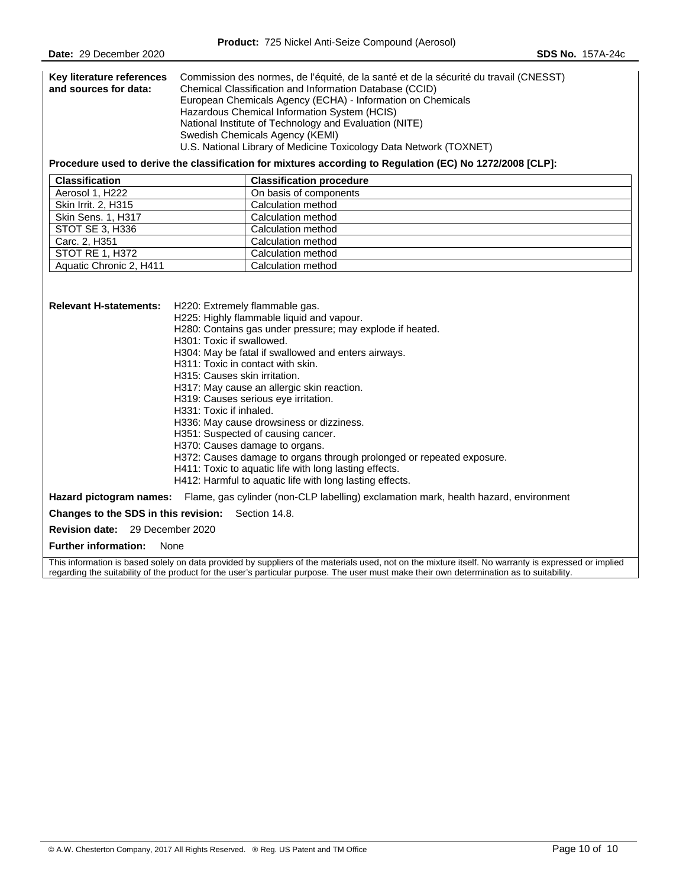**Key literature references and sources for data:** Commission des normes, de l'équité, de la santé et de la sécurité du travail (CNESST)
Chemical Classification and Information Database (CCID)
European Chemicals Agency (ECHA) - Information on Chemicals
Hazardous Chemical Information System (HCIS)
National Institute of Technology and Evaluation (NITE)
Swedish Chemicals Agency (KEMI)
U.S. National Library of Medicine Toxicology Data Network (TOXNET)

**Procedure used to derive the classification for mixtures according to Regulation (EC) No 1272/2008 [CLP]:**

| Classification | Classification procedure |
|---|---|
| Aerosol 1, H222 | On basis of components |
| Skin Irrit. 2, H315 | Calculation method |
| Skin Sens. 1, H317 | Calculation method |
| STOT SE 3, H336 | Calculation method |
| Carc. 2, H351 | Calculation method |
| STOT RE 1, H372 | Calculation method |
| Aquatic Chronic 2, H411 | Calculation method |

**Relevant H-statements:**
H220: Extremely flammable gas.
H225: Highly flammable liquid and vapour.
H280: Contains gas under pressure; may explode if heated.
H301: Toxic if swallowed.
H304: May be fatal if swallowed and enters airways.
H311: Toxic in contact with skin.
H315: Causes skin irritation.
H317: May cause an allergic skin reaction.
H319: Causes serious eye irritation.
H331: Toxic if inhaled.
H336: May cause drowsiness or dizziness.
H351: Suspected of causing cancer.
H370: Causes damage to organs.
H372: Causes damage to organs through prolonged or repeated exposure.
H411: Toxic to aquatic life with long lasting effects.
H412: Harmful to aquatic life with long lasting effects.

**Hazard pictogram names:** Flame, gas cylinder (non-CLP labelling) exclamation mark, health hazard, environment

**Changes to the SDS in this revision:** Section 14.8.

**Revision date:** 29 December 2020

**Further information:** None

This information is based solely on data provided by suppliers of the materials used, not on the mixture itself. No warranty is expressed or implied regarding the suitability of the product for the user's particular purpose. The user must make their own determination as to suitability.